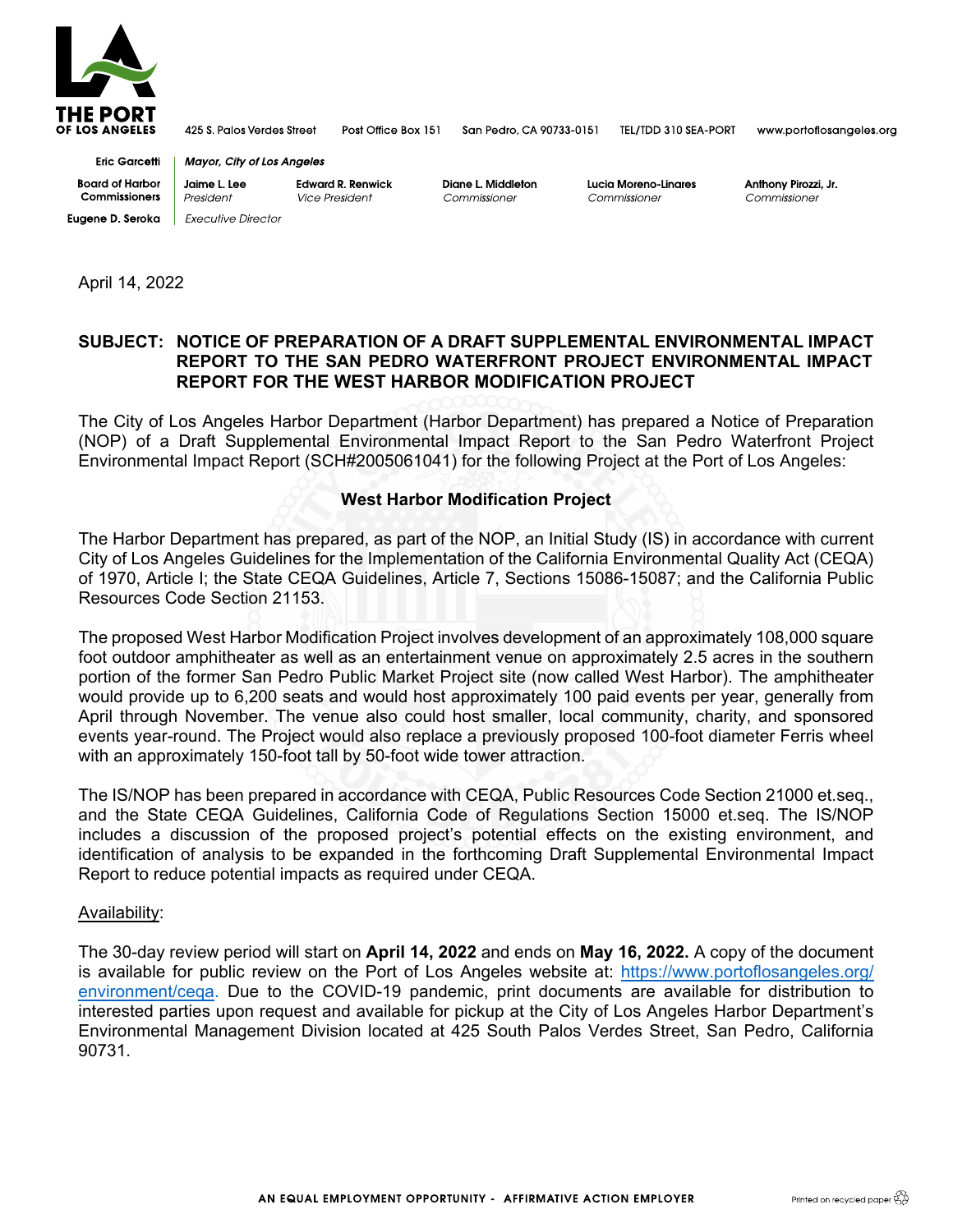THE PORT OF LOS ANGELES

425 S. Palos Verdes Street    Post Office Box 151    San Pedro, CA 90733-0151    TEL/TDD 310 SEA-PORT    www.portoflosangeles.org

**Eric Garcetti** | *Mayor, City of Los Angeles*

**Board of Harbor Commissioners** | **Jaime L. Lee** *President* | **Edward R. Renwick** *Vice President* | **Diane L. Middleton** *Commissioner* | **Lucia Moreno-Linares** *Commissioner* | **Anthony Pirozzi, Jr.** *Commissioner*

**Eugene D. Seroka** | *Executive Director*

April 14, 2022

**SUBJECT: NOTICE OF PREPARATION OF A DRAFT SUPPLEMENTAL ENVIRONMENTAL IMPACT REPORT TO THE SAN PEDRO WATERFRONT PROJECT ENVIRONMENTAL IMPACT REPORT FOR THE WEST HARBOR MODIFICATION PROJECT**

The City of Los Angeles Harbor Department (Harbor Department) has prepared a Notice of Preparation (NOP) of a Draft Supplemental Environmental Impact Report to the San Pedro Waterfront Project Environmental Impact Report (SCH#2005061041) for the following Project at the Port of Los Angeles:

**West Harbor Modification Project**

The Harbor Department has prepared, as part of the NOP, an Initial Study (IS) in accordance with current City of Los Angeles Guidelines for the Implementation of the California Environmental Quality Act (CEQA) of 1970, Article I; the State CEQA Guidelines, Article 7, Sections 15086-15087; and the California Public Resources Code Section 21153.

The proposed West Harbor Modification Project involves development of an approximately 108,000 square foot outdoor amphitheater as well as an entertainment venue on approximately 2.5 acres in the southern portion of the former San Pedro Public Market Project site (now called West Harbor). The amphitheater would provide up to 6,200 seats and would host approximately 100 paid events per year, generally from April through November. The venue also could host smaller, local community, charity, and sponsored events year-round. The Project would also replace a previously proposed 100-foot diameter Ferris wheel with an approximately 150-foot tall by 50-foot wide tower attraction.

The IS/NOP has been prepared in accordance with CEQA, Public Resources Code Section 21000 et.seq., and the State CEQA Guidelines, California Code of Regulations Section 15000 et.seq. The IS/NOP includes a discussion of the proposed project's potential effects on the existing environment, and identification of analysis to be expanded in the forthcoming Draft Supplemental Environmental Impact Report to reduce potential impacts as required under CEQA.

Availability:

The 30-day review period will start on **April 14, 2022** and ends on **May 16, 2022.** A copy of the document is available for public review on the Port of Los Angeles website at: https://www.portoflosangeles.org/environment/ceqa. Due to the COVID-19 pandemic, print documents are available for distribution to interested parties upon request and available for pickup at the City of Los Angeles Harbor Department's Environmental Management Division located at 425 South Palos Verdes Street, San Pedro, California 90731.

AN EQUAL EMPLOYMENT OPPORTUNITY - AFFIRMATIVE ACTION EMPLOYER

Printed on recycled paper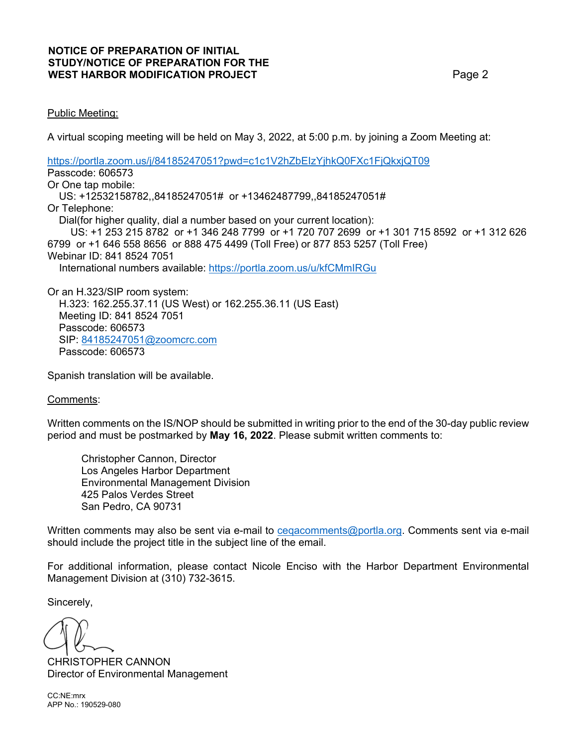Public Meeting:

A virtual scoping meeting will be held on May 3, 2022, at 5:00 p.m. by joining a Zoom Meeting at:

https://portla.zoom.us/j/84185247051?pwd=c1c1V2hZbElzYjhkQ0FXc1FjQkxjQT09
Passcode: 606573
Or One tap mobile:
US: +12532158782,,84185247051# or +13462487799,,84185247051#
Or Telephone:
Dial(for higher quality, dial a number based on your current location):
US: +1 253 215 8782 or +1 346 248 7799 or +1 720 707 2699 or +1 301 715 8592 or +1 312 626 6799 or +1 646 558 8656 or 888 475 4499 (Toll Free) or 877 853 5257 (Toll Free)
Webinar ID: 841 8524 7051
International numbers available: https://portla.zoom.us/u/kfCMmIRGu

Or an H.323/SIP room system:
H.323: 162.255.37.11 (US West) or 162.255.36.11 (US East)
Meeting ID: 841 8524 7051
Passcode: 606573
SIP: 84185247051@zoomcrc.com
Passcode: 606573

Spanish translation will be available.

Comments:

Written comments on the IS/NOP should be submitted in writing prior to the end of the 30-day public review period and must be postmarked by **May 16, 2022**. Please submit written comments to:

Christopher Cannon, Director
Los Angeles Harbor Department
Environmental Management Division
425 Palos Verdes Street
San Pedro, CA 90731

Written comments may also be sent via e-mail to ceqacomments@portla.org. Comments sent via e-mail should include the project title in the subject line of the email.

For additional information, please contact Nicole Enciso with the Harbor Department Environmental Management Division at (310) 732-3615.

Sincerely,

CHRISTOPHER CANNON
Director of Environmental Management

CC:NE:mrx
APP No.: 190529-080